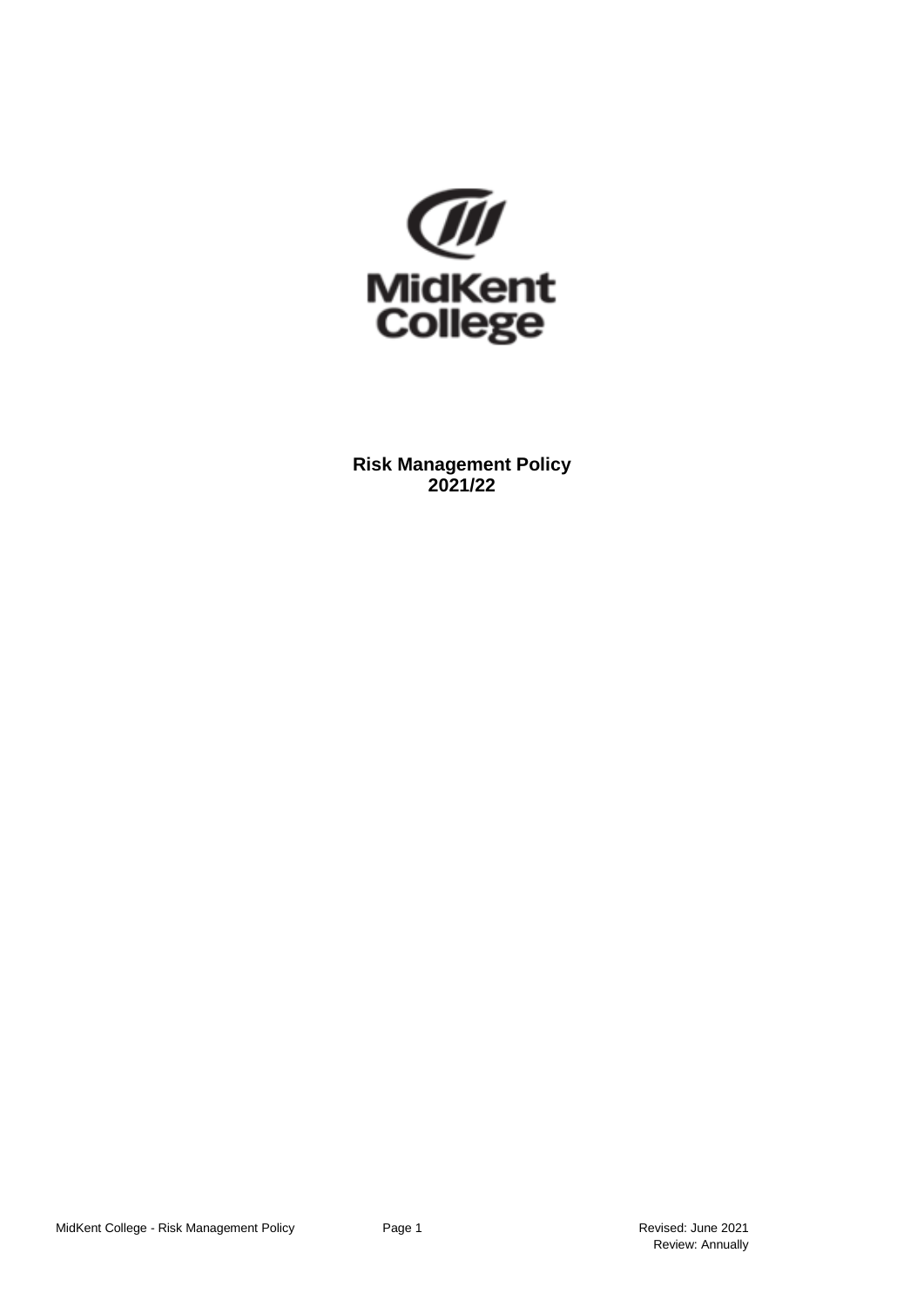MidKent College

**Risk Management Policy**
**2021/22**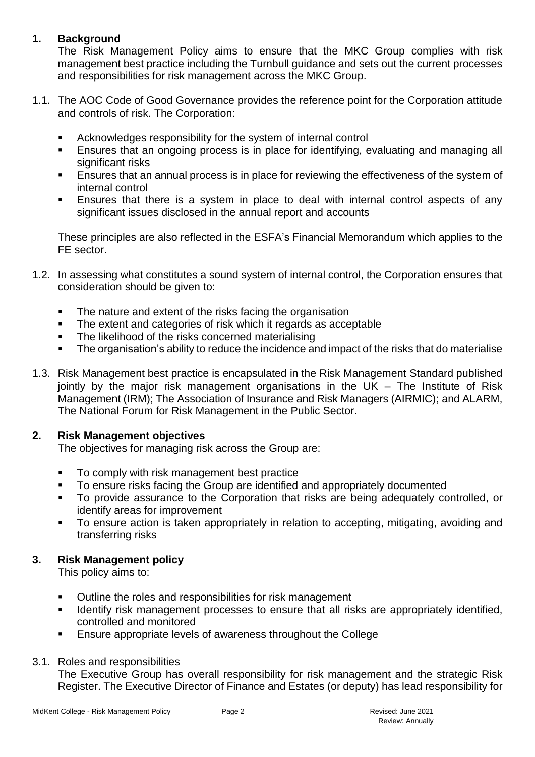## 1. Background

The Risk Management Policy aims to ensure that the MKC Group complies with risk management best practice including the Turnbull guidance and sets out the current processes and responsibilities for risk management across the MKC Group.

1.1. The AOC Code of Good Governance provides the reference point for the Corporation attitude and controls of risk. The Corporation:

- Acknowledges responsibility for the system of internal control
- Ensures that an ongoing process is in place for identifying, evaluating and managing all significant risks
- Ensures that an annual process is in place for reviewing the effectiveness of the system of internal control
- Ensures that there is a system in place to deal with internal control aspects of any significant issues disclosed in the annual report and accounts

These principles are also reflected in the ESFA's Financial Memorandum which applies to the FE sector.

1.2. In assessing what constitutes a sound system of internal control, the Corporation ensures that consideration should be given to:

- The nature and extent of the risks facing the organisation
- The extent and categories of risk which it regards as acceptable
- The likelihood of the risks concerned materialising
- The organisation's ability to reduce the incidence and impact of the risks that do materialise

1.3. Risk Management best practice is encapsulated in the Risk Management Standard published jointly by the major risk management organisations in the UK – The Institute of Risk Management (IRM); The Association of Insurance and Risk Managers (AIRMIC); and ALARM, The National Forum for Risk Management in the Public Sector.

## 2. Risk Management objectives

The objectives for managing risk across the Group are:

- To comply with risk management best practice
- To ensure risks facing the Group are identified and appropriately documented
- To provide assurance to the Corporation that risks are being adequately controlled, or identify areas for improvement
- To ensure action is taken appropriately in relation to accepting, mitigating, avoiding and transferring risks

## 3. Risk Management policy

This policy aims to:

- Outline the roles and responsibilities for risk management
- Identify risk management processes to ensure that all risks are appropriately identified, controlled and monitored
- Ensure appropriate levels of awareness throughout the College

3.1. Roles and responsibilities

The Executive Group has overall responsibility for risk management and the strategic Risk Register. The Executive Director of Finance and Estates (or deputy) has lead responsibility for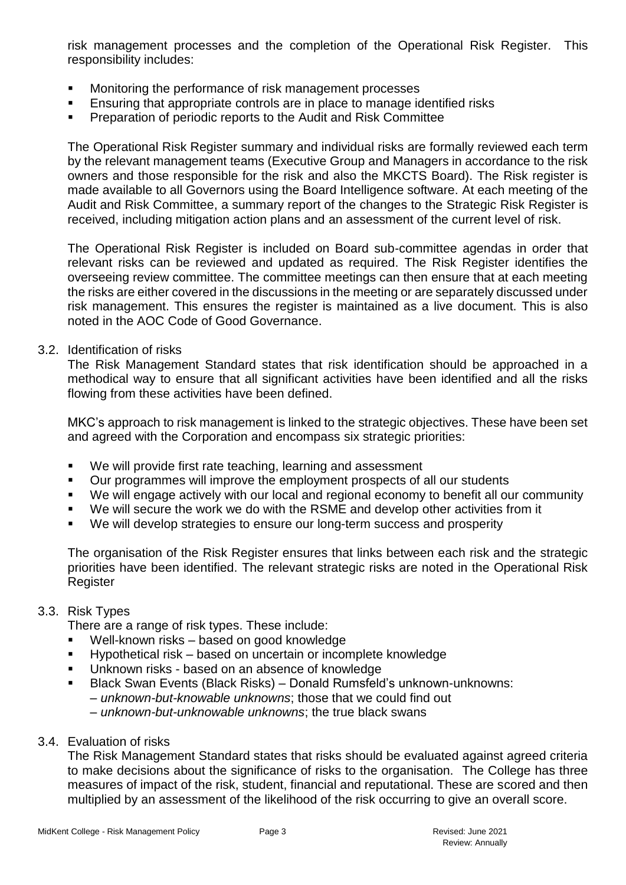risk management processes and the completion of the Operational Risk Register. This responsibility includes:

- Monitoring the performance of risk management processes
- Ensuring that appropriate controls are in place to manage identified risks
- Preparation of periodic reports to the Audit and Risk Committee

The Operational Risk Register summary and individual risks are formally reviewed each term by the relevant management teams (Executive Group and Managers in accordance to the risk owners and those responsible for the risk and also the MKCTS Board). The Risk register is made available to all Governors using the Board Intelligence software. At each meeting of the Audit and Risk Committee, a summary report of the changes to the Strategic Risk Register is received, including mitigation action plans and an assessment of the current level of risk.

The Operational Risk Register is included on Board sub-committee agendas in order that relevant risks can be reviewed and updated as required. The Risk Register identifies the overseeing review committee. The committee meetings can then ensure that at each meeting the risks are either covered in the discussions in the meeting or are separately discussed under risk management. This ensures the register is maintained as a live document. This is also noted in the AOC Code of Good Governance.

### 3.2. Identification of risks

The Risk Management Standard states that risk identification should be approached in a methodical way to ensure that all significant activities have been identified and all the risks flowing from these activities have been defined.

MKC's approach to risk management is linked to the strategic objectives. These have been set and agreed with the Corporation and encompass six strategic priorities:

- We will provide first rate teaching, learning and assessment
- Our programmes will improve the employment prospects of all our students
- We will engage actively with our local and regional economy to benefit all our community
- We will secure the work we do with the RSME and develop other activities from it
- We will develop strategies to ensure our long-term success and prosperity

The organisation of the Risk Register ensures that links between each risk and the strategic priorities have been identified. The relevant strategic risks are noted in the Operational Risk Register

### 3.3. Risk Types

There are a range of risk types. These include:

- Well-known risks – based on good knowledge
- Hypothetical risk – based on uncertain or incomplete knowledge
- Unknown risks - based on an absence of knowledge
- Black Swan Events (Black Risks) – Donald Rumsfeld's unknown-unknowns:
  – *unknown-but-knowable unknowns*; those that we could find out
  – *unknown-but-unknowable unknowns*; the true black swans

### 3.4. Evaluation of risks

The Risk Management Standard states that risks should be evaluated against agreed criteria to make decisions about the significance of risks to the organisation. The College has three measures of impact of the risk, student, financial and reputational. These are scored and then multiplied by an assessment of the likelihood of the risk occurring to give an overall score.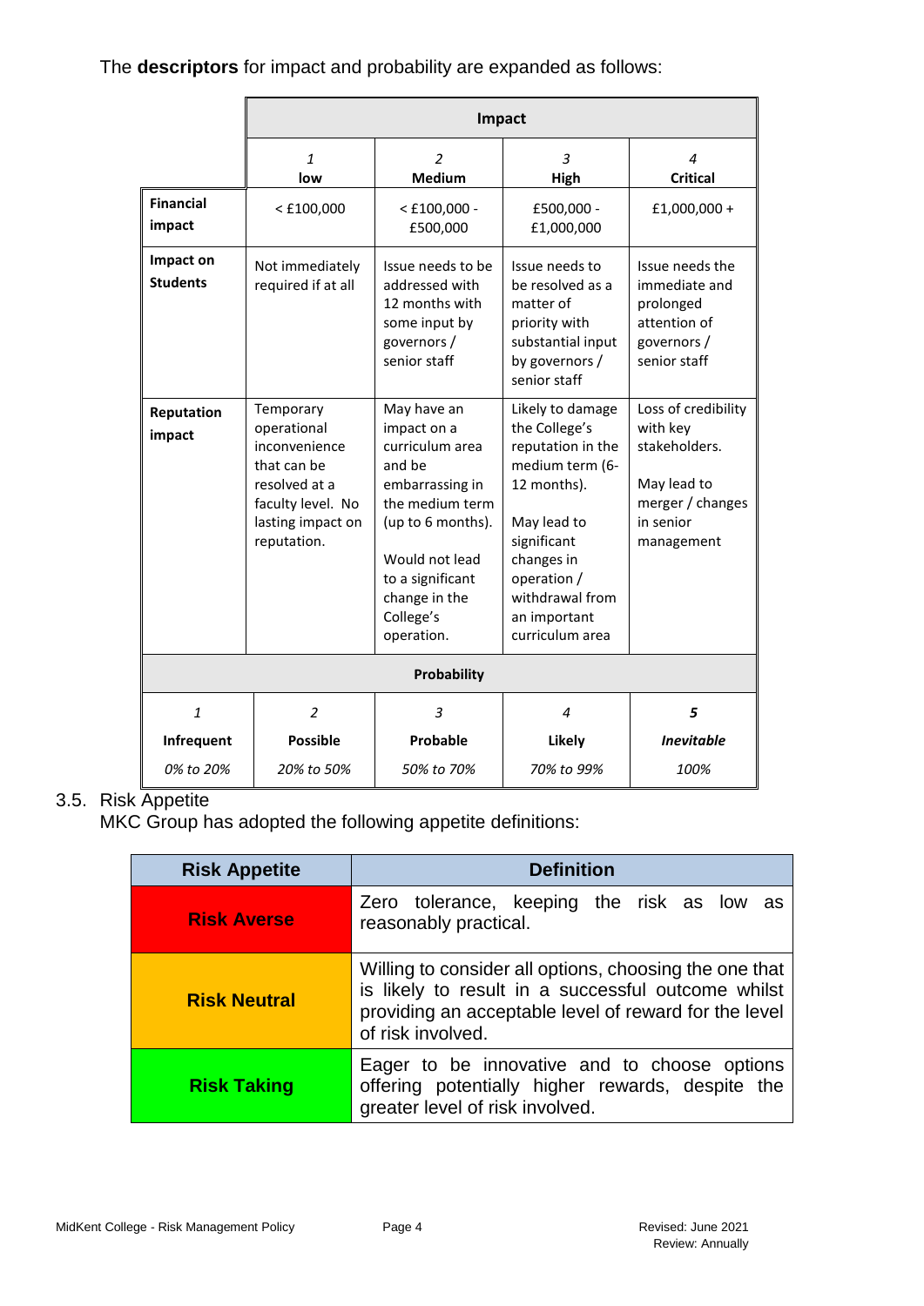The **descriptors** for impact and probability are expanded as follows:

| | Impact | | | |
|---|---|---|---|---|
| | *1* **low** | *2* **Medium** | *3* **High** | *4* **Critical** |
| **Financial impact** | < £100,000 | < £100,000 - £500,000 | £500,000 - £1,000,000 | £1,000,000 + |
| **Impact on Students** | Not immediately required if at all | Issue needs to be addressed with 12 months with some input by governors / senior staff | Issue needs to be resolved as a matter of priority with substantial input by governors / senior staff | Issue needs the immediate and prolonged attention of governors / senior staff |
| **Reputation impact** | Temporary operational inconvenience that can be resolved at a faculty level. No lasting impact on reputation. | May have an impact on a curriculum area and be embarrassing in the medium term (up to 6 months).<br><br>Would not lead to a significant change in the College's operation. | Likely to damage the College's reputation in the medium term (6-12 months).<br><br>May lead to significant changes in operation / withdrawal from an important curriculum area | Loss of credibility with key stakeholders.<br><br>May lead to merger / changes in senior management |

| Probability | | | | |
|---|---|---|---|---|
| *1* **Infrequent** *0% to 20%* | *2* **Possible** *20% to 50%* | *3* **Probable** *50% to 70%* | *4* **Likely** *70% to 99%* | ***5*** ***Inevitable*** *100%* |

3.5. Risk Appetite

MKC Group has adopted the following appetite definitions:

| Risk Appetite | Definition |
|---|---|
| **Risk Averse** | Zero tolerance, keeping the risk as low as reasonably practical. |
| **Risk Neutral** | Willing to consider all options, choosing the one that is likely to result in a successful outcome whilst providing an acceptable level of reward for the level of risk involved. |
| **Risk Taking** | Eager to be innovative and to choose options offering potentially higher rewards, despite the greater level of risk involved. |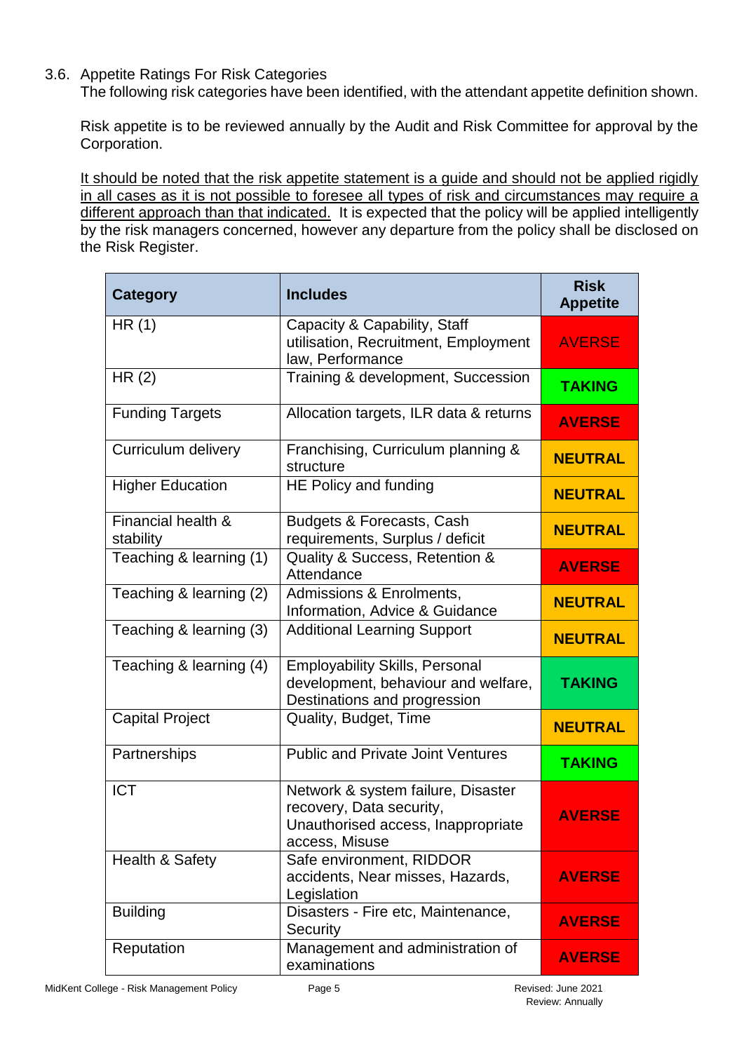### 3.6. Appetite Ratings For Risk Categories

The following risk categories have been identified, with the attendant appetite definition shown.

Risk appetite is to be reviewed annually by the Audit and Risk Committee for approval by the Corporation.

<u>It should be noted that the risk appetite statement is a guide and should not be applied rigidly in all cases as it is not possible to foresee all types of risk and circumstances may require a different approach than that indicated.</u> It is expected that the policy will be applied intelligently by the risk managers concerned, however any departure from the policy shall be disclosed on the Risk Register.

| Category | Includes | Risk Appetite |
|---|---|---|
| HR (1) | Capacity & Capability, Staff utilisation, Recruitment, Employment law, Performance | AVERSE |
| HR (2) | Training & development, Succession | **TAKING** |
| Funding Targets | Allocation targets, ILR data & returns | **AVERSE** |
| Curriculum delivery | Franchising, Curriculum planning & structure | **NEUTRAL** |
| Higher Education | HE Policy and funding | **NEUTRAL** |
| Financial health & stability | Budgets & Forecasts, Cash requirements, Surplus / deficit | **NEUTRAL** |
| Teaching & learning (1) | Quality & Success, Retention & Attendance | **AVERSE** |
| Teaching & learning (2) | Admissions & Enrolments, Information, Advice & Guidance | **NEUTRAL** |
| Teaching & learning (3) | Additional Learning Support | **NEUTRAL** |
| Teaching & learning (4) | Employability Skills, Personal development, behaviour and welfare, Destinations and progression | **TAKING** |
| Capital Project | Quality, Budget, Time | **NEUTRAL** |
| Partnerships | Public and Private Joint Ventures | **TAKING** |
| ICT | Network & system failure, Disaster recovery, Data security, Unauthorised access, Inappropriate access, Misuse | **AVERSE** |
| Health & Safety | Safe environment, RIDDOR accidents, Near misses, Hazards, Legislation | **AVERSE** |
| Building | Disasters - Fire etc, Maintenance, Security | **AVERSE** |
| Reputation | Management and administration of examinations | **AVERSE** |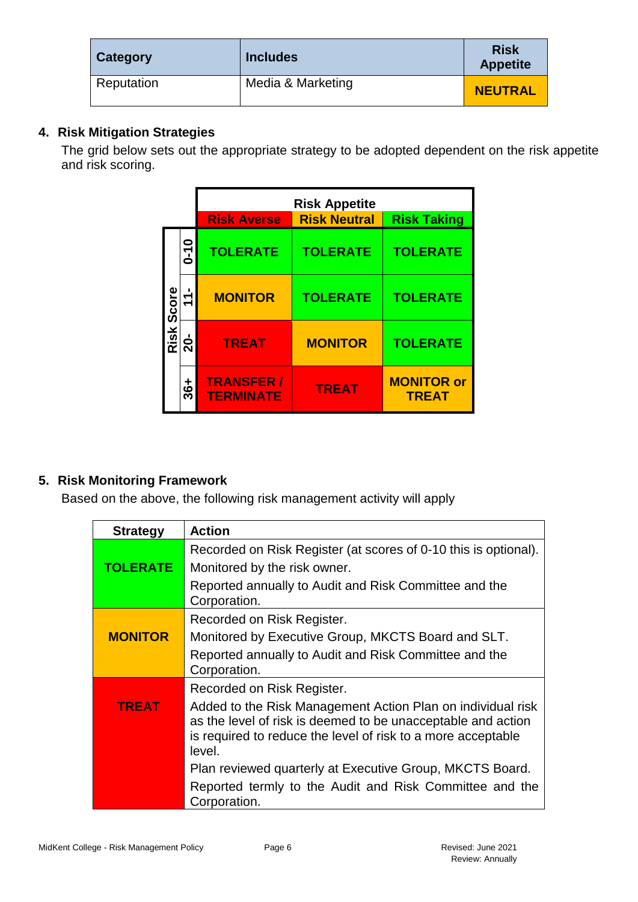| Category | Includes | Risk Appetite |
| --- | --- | --- |
| Reputation | Media & Marketing | **NEUTRAL** |

## 4. Risk Mitigation Strategies

The grid below sets out the appropriate strategy to be adopted dependent on the risk appetite and risk scoring.

| Risk Score | Risk Appetite: Risk Averse | Risk Appetite: Risk Neutral | Risk Appetite: Risk Taking |
| --- | --- | --- | --- |
| 0-10 | **TOLERATE** | **TOLERATE** | **TOLERATE** |
| 11- | **MONITOR** | **TOLERATE** | **TOLERATE** |
| 20- | **TREAT** | **MONITOR** | **TOLERATE** |
| 36+ | **TRANSFER / TERMINATE** | **TREAT** | **MONITOR or TREAT** |

## 5. Risk Monitoring Framework

Based on the above, the following risk management activity will apply

| Strategy | Action |
| --- | --- |
| **TOLERATE** | Recorded on Risk Register (at scores of 0-10 this is optional). Monitored by the risk owner. Reported annually to Audit and Risk Committee and the Corporation. |
| **MONITOR** | Recorded on Risk Register. Monitored by Executive Group, MKCTS Board and SLT. Reported annually to Audit and Risk Committee and the Corporation. |
| **TREAT** | Recorded on Risk Register. Added to the Risk Management Action Plan on individual risk as the level of risk is deemed to be unacceptable and action is required to reduce the level of risk to a more acceptable level. Plan reviewed quarterly at Executive Group, MKCTS Board. Reported termly to the Audit and Risk Committee and the Corporation. |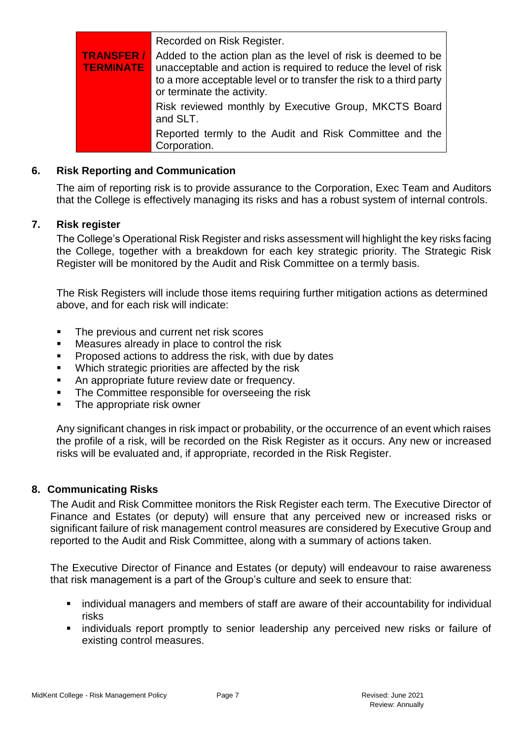| | |
|---|---|
| **TRANSFER / TERMINATE** | Recorded on Risk Register.<br>Added to the action plan as the level of risk is deemed to be unacceptable and action is required to reduce the level of risk to a more acceptable level or to transfer the risk to a third party or terminate the activity.<br>Risk reviewed monthly by Executive Group, MKCTS Board and SLT.<br>Reported termly to the Audit and Risk Committee and the Corporation. |

## 6. Risk Reporting and Communication

The aim of reporting risk is to provide assurance to the Corporation, Exec Team and Auditors that the College is effectively managing its risks and has a robust system of internal controls.

## 7. Risk register

The College's Operational Risk Register and risks assessment will highlight the key risks facing the College, together with a breakdown for each key strategic priority. The Strategic Risk Register will be monitored by the Audit and Risk Committee on a termly basis.

The Risk Registers will include those items requiring further mitigation actions as determined above, and for each risk will indicate:

- The previous and current net risk scores
- Measures already in place to control the risk
- Proposed actions to address the risk, with due by dates
- Which strategic priorities are affected by the risk
- An appropriate future review date or frequency.
- The Committee responsible for overseeing the risk
- The appropriate risk owner

Any significant changes in risk impact or probability, or the occurrence of an event which raises the profile of a risk, will be recorded on the Risk Register as it occurs. Any new or increased risks will be evaluated and, if appropriate, recorded in the Risk Register.

## 8. Communicating Risks

The Audit and Risk Committee monitors the Risk Register each term. The Executive Director of Finance and Estates (or deputy) will ensure that any perceived new or increased risks or significant failure of risk management control measures are considered by Executive Group and reported to the Audit and Risk Committee, along with a summary of actions taken.

The Executive Director of Finance and Estates (or deputy) will endeavour to raise awareness that risk management is a part of the Group's culture and seek to ensure that:

- individual managers and members of staff are aware of their accountability for individual risks
- individuals report promptly to senior leadership any perceived new risks or failure of existing control measures.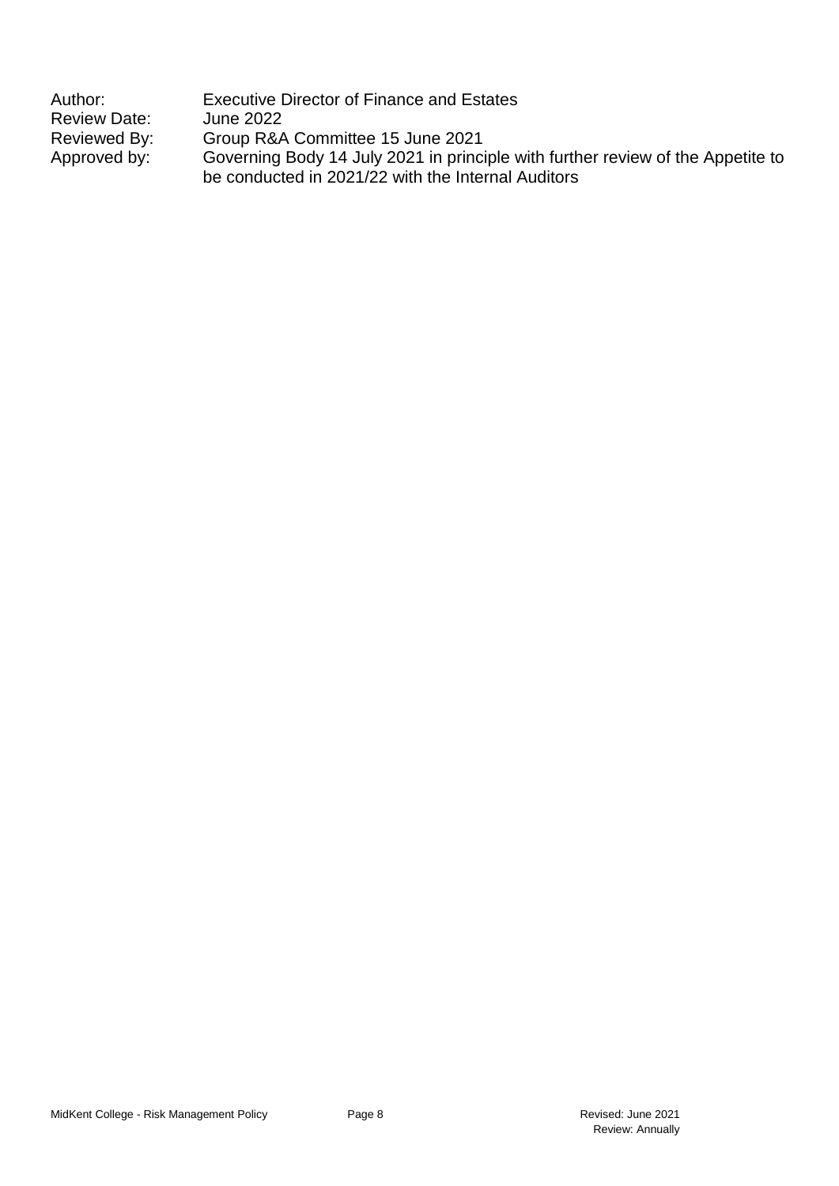| | |
|---|---|
| Author: | Executive Director of Finance and Estates |
| Review Date: | June 2022 |
| Reviewed By: | Group R&A Committee 15 June 2021 |
| Approved by: | Governing Body 14 July 2021 in principle with further review of the Appetite to be conducted in 2021/22 with the Internal Auditors |